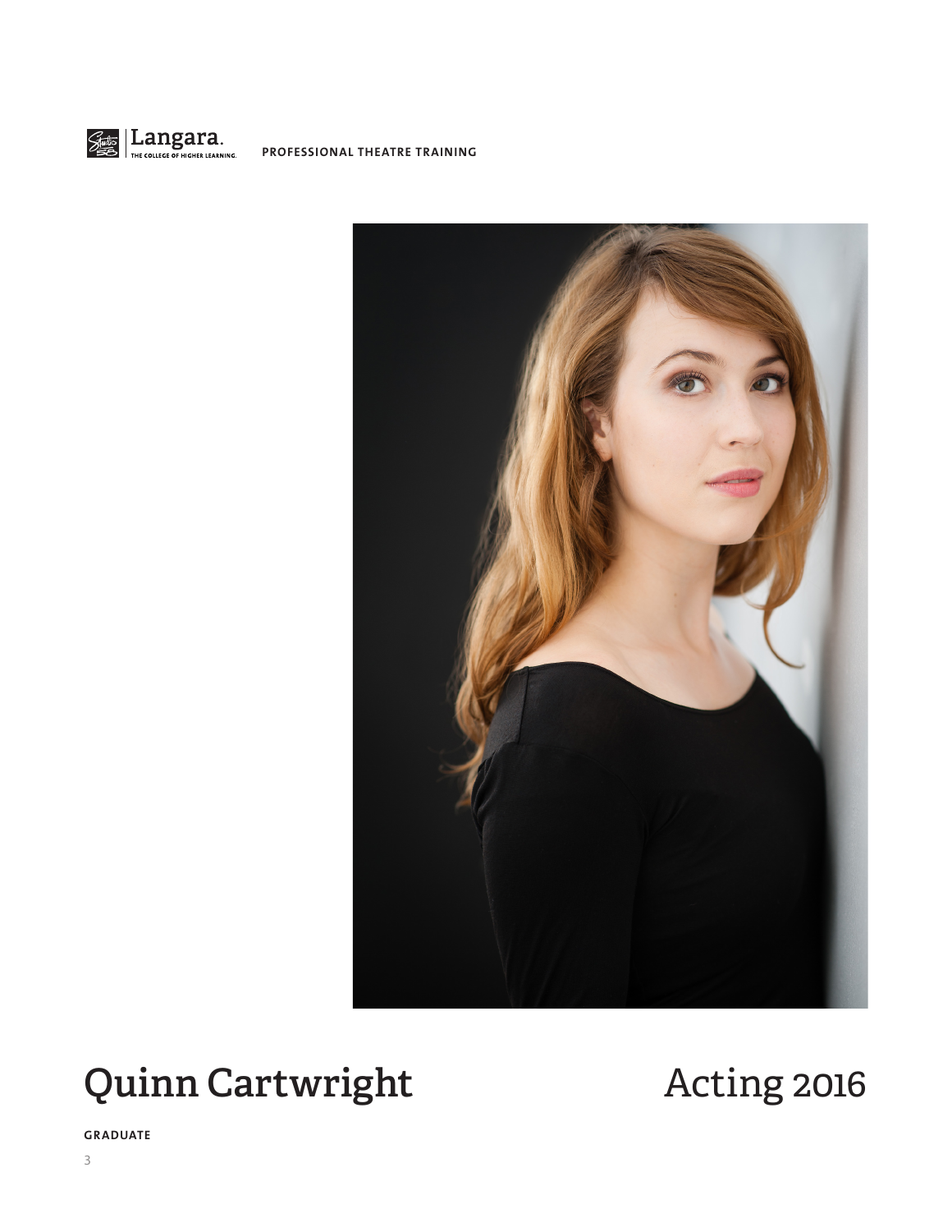Langara. THE COLLEGE OF HIGHER LEARNING. PROFESSIONAL THEATRE TRAINING

# Quinn Cartwright

# Acting 2016

**GRADUATE**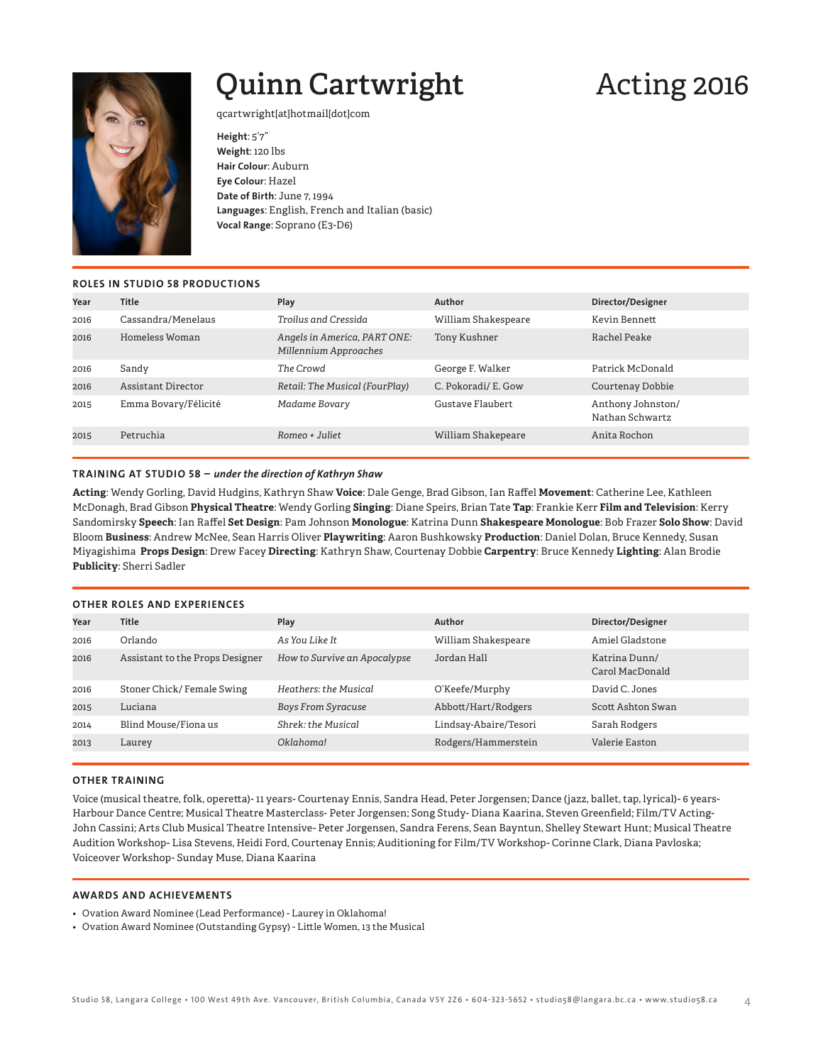# Quinn Cartwright

# Acting 2016

qcartwright[at]hotmail[dot]com

**Height**: 5'7"
**Weight**: 120 lbs
**Hair Colour**: Auburn
**Eye Colour**: Hazel
**Date of Birth**: June 7, 1994
**Languages**: English, French and Italian (basic)
**Vocal Range**: Soprano (E3-D6)

## ROLES IN STUDIO 58 PRODUCTIONS

| Year | Title | Play | Author | Director/Designer |
|---|---|---|---|---|
| 2016 | Cassandra/Menelaus | *Troilus and Cressida* | William Shakespeare | Kevin Bennett |
| 2016 | Homeless Woman | *Angels in America, PART ONE: Millennium Approaches* | Tony Kushner | Rachel Peake |
| 2016 | Sandy | *The Crowd* | George F. Walker | Patrick McDonald |
| 2016 | Assistant Director | *Retail: The Musical (FourPlay)* | C. Pokoradi/ E. Gow | Courtenay Dobbie |
| 2015 | Emma Bovary/Félicité | *Madame Bovary* | Gustave Flaubert | Anthony Johnston/ Nathan Schwartz |
| 2015 | Petruchia | *Romeo + Juliet* | William Shakepeare | Anita Rochon |

## TRAINING AT STUDIO 58 – *under the direction of Kathryn Shaw*

**Acting**: Wendy Gorling, David Hudgins, Kathryn Shaw **Voice**: Dale Genge, Brad Gibson, Ian Raffel **Movement**: Catherine Lee, Kathleen McDonagh, Brad Gibson **Physical Theatre**: Wendy Gorling **Singing**: Diane Speirs, Brian Tate **Tap**: Frankie Kerr **Film and Television**: Kerry Sandomirsky **Speech**: Ian Raffel **Set Design**: Pam Johnson **Monologue**: Katrina Dunn **Shakespeare Monologue**: Bob Frazer **Solo Show**: David Bloom **Business**: Andrew McNee, Sean Harris Oliver **Playwriting**: Aaron Bushkowsky **Production**: Daniel Dolan, Bruce Kennedy, Susan Miyagishima **Props Design**: Drew Facey **Directing**: Kathryn Shaw, Courtenay Dobbie **Carpentry**: Bruce Kennedy **Lighting**: Alan Brodie **Publicity**: Sherri Sadler

## OTHER ROLES AND EXPERIENCES

| Year | Title | Play | Author | Director/Designer |
|---|---|---|---|---|
| 2016 | Orlando | *As You Like It* | William Shakespeare | Amiel Gladstone |
| 2016 | Assistant to the Props Designer | *How to Survive an Apocalypse* | Jordan Hall | Katrina Dunn/ Carol MacDonald |
| 2016 | Stoner Chick/ Female Swing | *Heathers: the Musical* | O'Keefe/Murphy | David C. Jones |
| 2015 | Luciana | *Boys From Syracuse* | Abbott/Hart/Rodgers | Scott Ashton Swan |
| 2014 | Blind Mouse/Fiona us | *Shrek: the Musical* | Lindsay-Abaire/Tesori | Sarah Rodgers |
| 2013 | Laurey | *Oklahoma!* | Rodgers/Hammerstein | Valerie Easton |

## OTHER TRAINING

Voice (musical theatre, folk, operetta)- 11 years- Courtenay Ennis, Sandra Head, Peter Jorgensen; Dance (jazz, ballet, tap, lyrical)- 6 years- Harbour Dance Centre; Musical Theatre Masterclass- Peter Jorgensen; Song Study- Diana Kaarina, Steven Greenfield; Film/TV Acting- John Cassini; Arts Club Musical Theatre Intensive- Peter Jorgensen, Sandra Ferens, Sean Bayntun, Shelley Stewart Hunt; Musical Theatre Audition Workshop- Lisa Stevens, Heidi Ford, Courtenay Ennis; Auditioning for Film/TV Workshop- Corinne Clark, Diana Pavloska; Voiceover Workshop- Sunday Muse, Diana Kaarina

## AWARDS AND ACHIEVEMENTS

- Ovation Award Nominee (Lead Performance) - Laurey in Oklahoma!
- Ovation Award Nominee (Outstanding Gypsy) - Little Women, 13 the Musical

Studio 58, Langara College • 100 West 49th Ave. Vancouver, British Columbia, Canada V5Y 2Z6 • 604-323-5652 • studio58@langara.bc.ca • www.studio58.ca